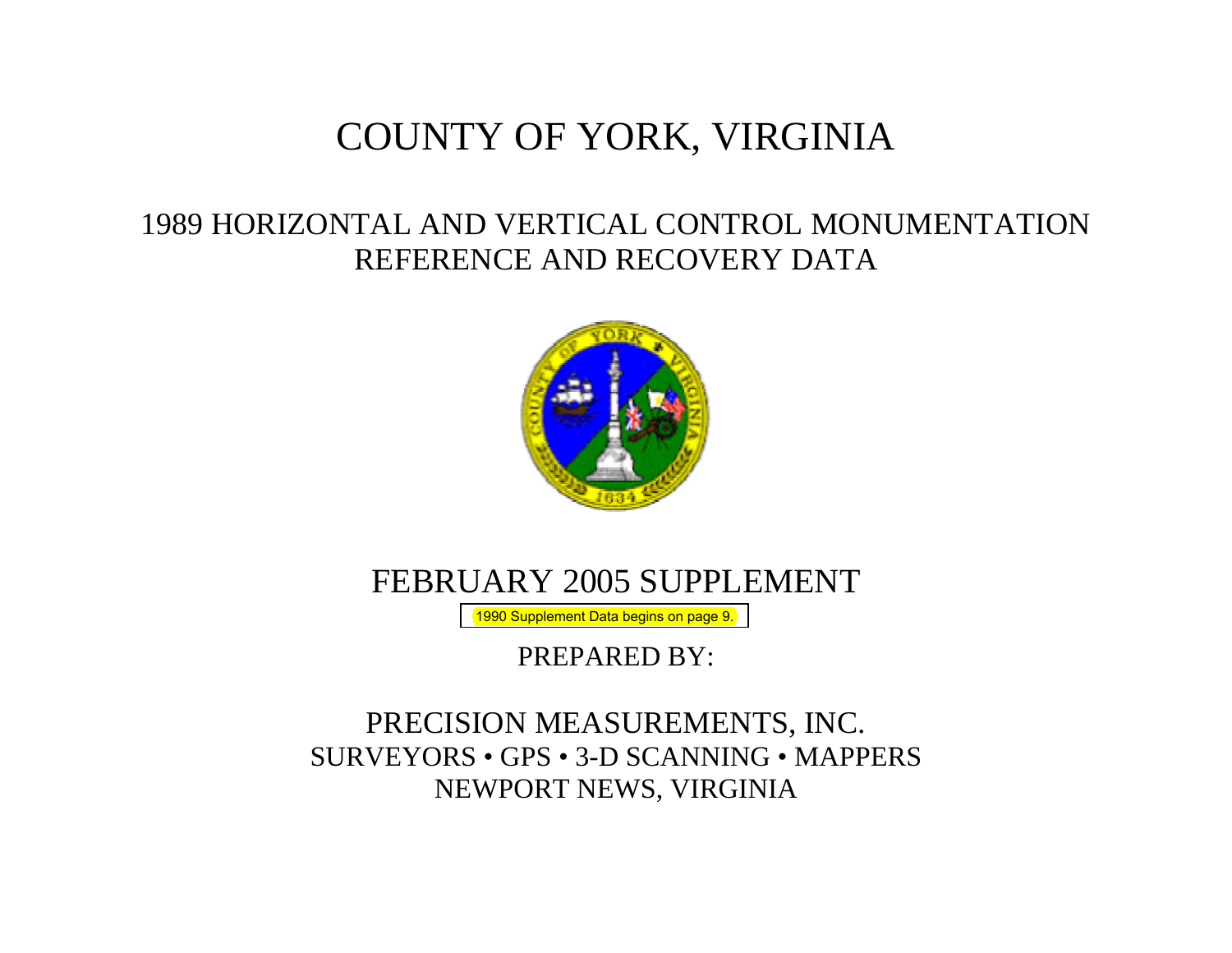# COUNTY OF YORK, VIRGINIA

## 1989 HORIZONTAL AND VERTICAL CONTROL MONUMENTATION REFERENCE AND RECOVERY DATA

## FEBRUARY 2005 SUPPLEMENT

1990 Supplement Data begins on page 9.

PREPARED BY:

PRECISION MEASUREMENTS, INC.
SURVEYORS • GPS • 3-D SCANNING • MAPPERS
NEWPORT NEWS, VIRGINIA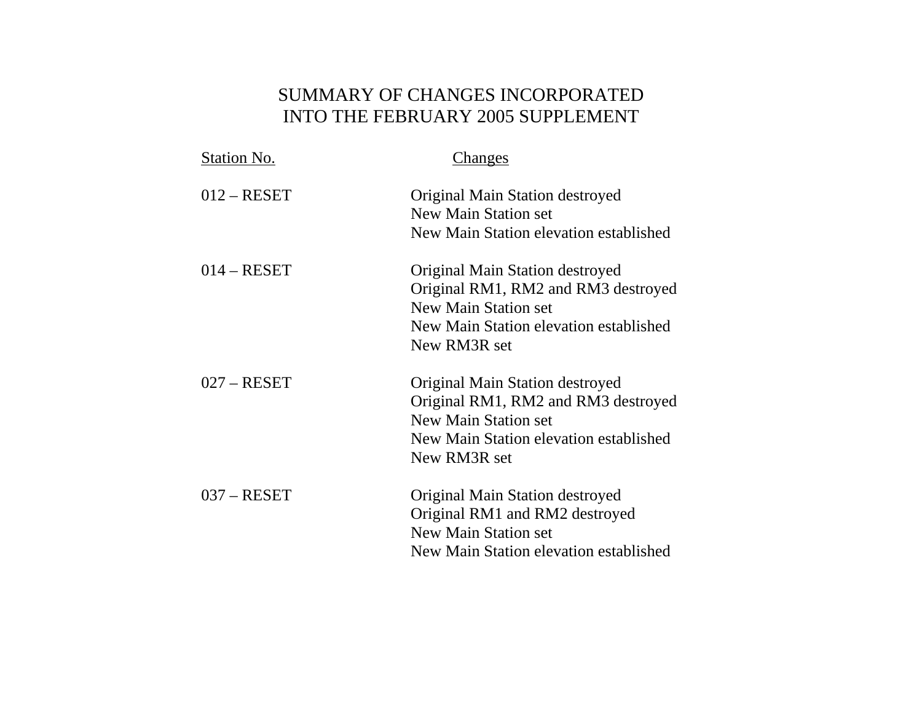# SUMMARY OF CHANGES INCORPORATED INTO THE FEBRUARY 2005 SUPPLEMENT

| Station No. | Changes |
| --- | --- |
| 012 – RESET | Original Main Station destroyed<br>New Main Station set<br>New Main Station elevation established |
| 014 – RESET | Original Main Station destroyed<br>Original RM1, RM2 and RM3 destroyed<br>New Main Station set<br>New Main Station elevation established<br>New RM3R set |
| 027 – RESET | Original Main Station destroyed<br>Original RM1, RM2 and RM3 destroyed<br>New Main Station set<br>New Main Station elevation established<br>New RM3R set |
| 037 – RESET | Original Main Station destroyed<br>Original RM1 and RM2 destroyed<br>New Main Station set<br>New Main Station elevation established |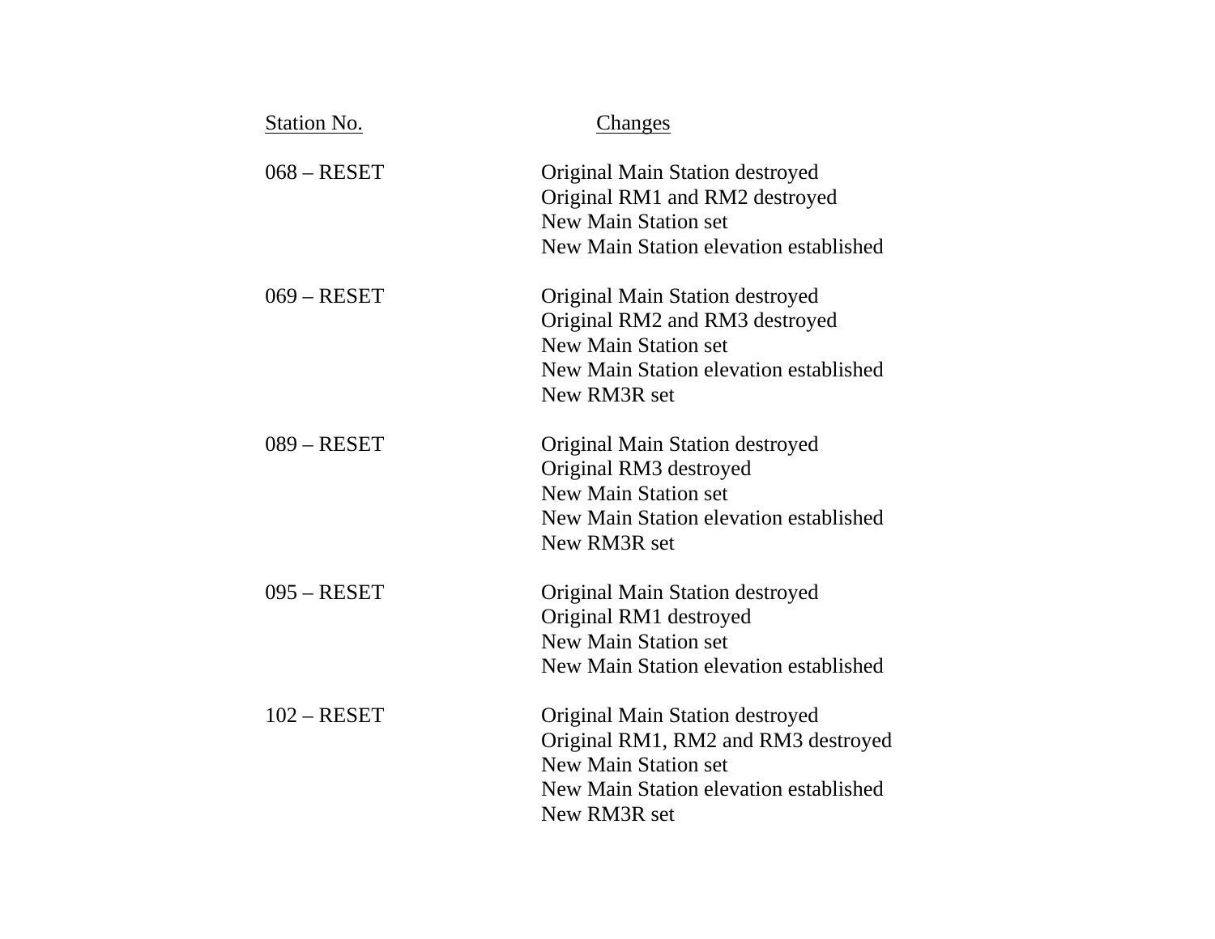| Station No. | Changes |
| --- | --- |
| 068 – RESET | Original Main Station destroyed<br>Original RM1 and RM2 destroyed<br>New Main Station set<br>New Main Station elevation established |
| 069 – RESET | Original Main Station destroyed<br>Original RM2 and RM3 destroyed<br>New Main Station set<br>New Main Station elevation established<br>New RM3R set |
| 089 – RESET | Original Main Station destroyed<br>Original RM3 destroyed<br>New Main Station set<br>New Main Station elevation established<br>New RM3R set |
| 095 – RESET | Original Main Station destroyed<br>Original RM1 destroyed<br>New Main Station set<br>New Main Station elevation established |
| 102 – RESET | Original Main Station destroyed<br>Original RM1, RM2 and RM3 destroyed<br>New Main Station set<br>New Main Station elevation established<br>New RM3R set |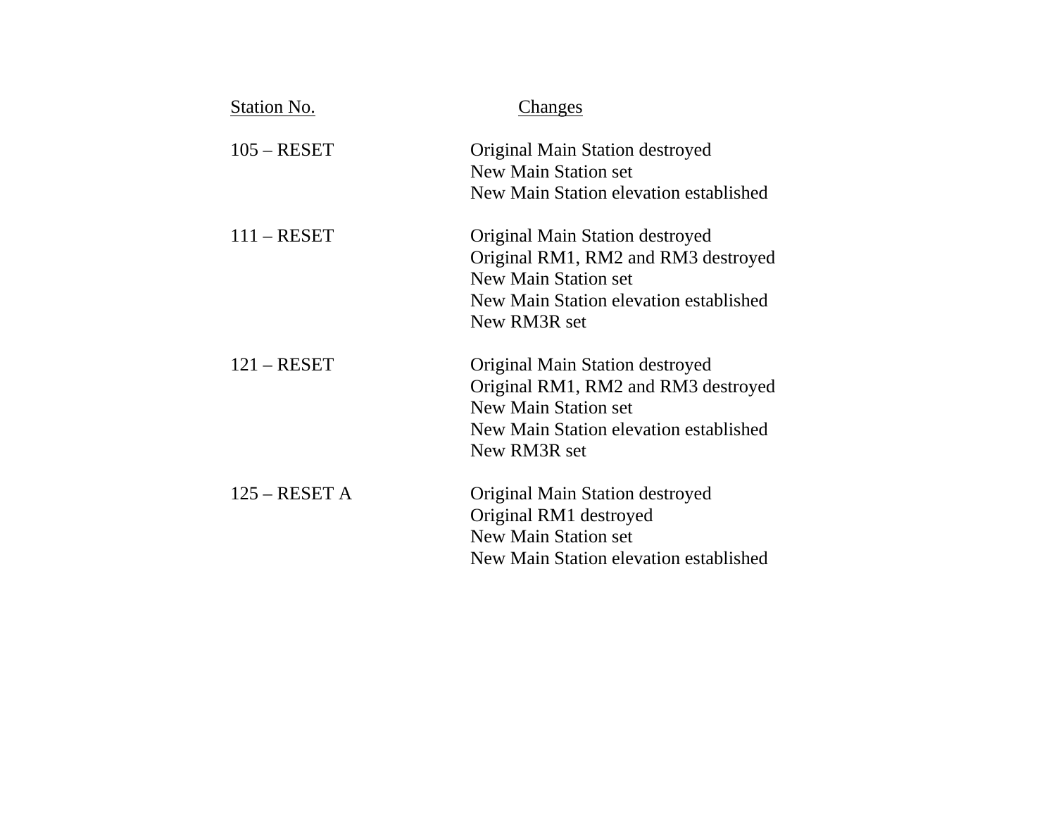| Station No. | Changes |
| --- | --- |
| 105 – RESET | Original Main Station destroyed<br>New Main Station set<br>New Main Station elevation established |
| 111 – RESET | Original Main Station destroyed<br>Original RM1, RM2 and RM3 destroyed<br>New Main Station set<br>New Main Station elevation established<br>New RM3R set |
| 121 – RESET | Original Main Station destroyed<br>Original RM1, RM2 and RM3 destroyed<br>New Main Station set<br>New Main Station elevation established<br>New RM3R set |
| 125 – RESET A | Original Main Station destroyed<br>Original RM1 destroyed<br>New Main Station set<br>New Main Station elevation established |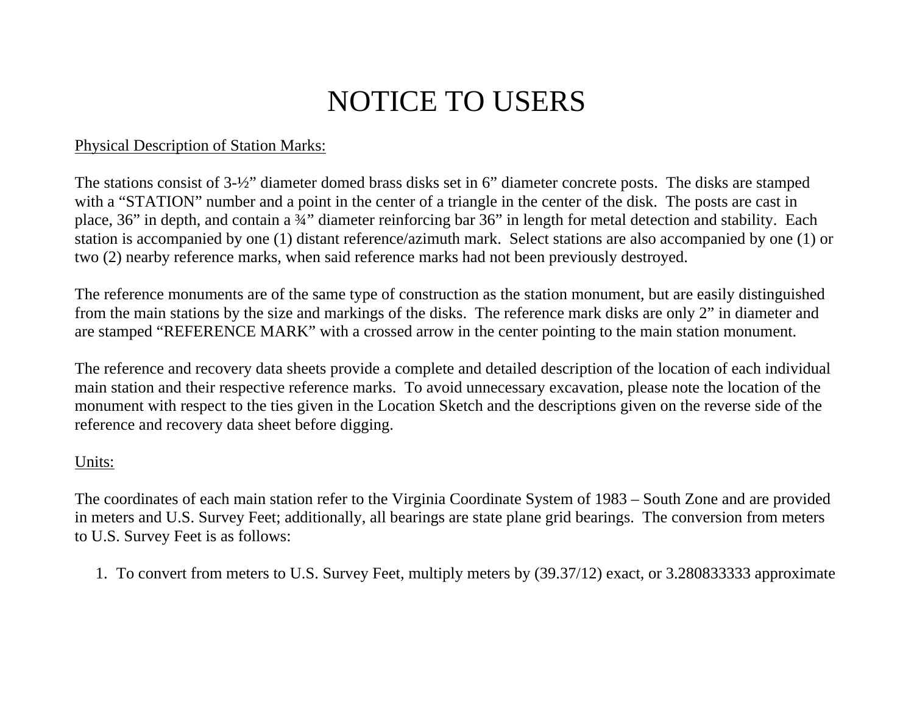# NOTICE TO USERS

Physical Description of Station Marks:

The stations consist of 3-½" diameter domed brass disks set in 6" diameter concrete posts. The disks are stamped with a "STATION" number and a point in the center of a triangle in the center of the disk. The posts are cast in place, 36" in depth, and contain a ¾" diameter reinforcing bar 36" in length for metal detection and stability. Each station is accompanied by one (1) distant reference/azimuth mark. Select stations are also accompanied by one (1) or two (2) nearby reference marks, when said reference marks had not been previously destroyed.

The reference monuments are of the same type of construction as the station monument, but are easily distinguished from the main stations by the size and markings of the disks. The reference mark disks are only 2" in diameter and are stamped "REFERENCE MARK" with a crossed arrow in the center pointing to the main station monument.

The reference and recovery data sheets provide a complete and detailed description of the location of each individual main station and their respective reference marks. To avoid unnecessary excavation, please note the location of the monument with respect to the ties given in the Location Sketch and the descriptions given on the reverse side of the reference and recovery data sheet before digging.

Units:

The coordinates of each main station refer to the Virginia Coordinate System of 1983 – South Zone and are provided in meters and U.S. Survey Feet; additionally, all bearings are state plane grid bearings. The conversion from meters to U.S. Survey Feet is as follows:

1. To convert from meters to U.S. Survey Feet, multiply meters by (39.37/12) exact, or 3.280833333 approximate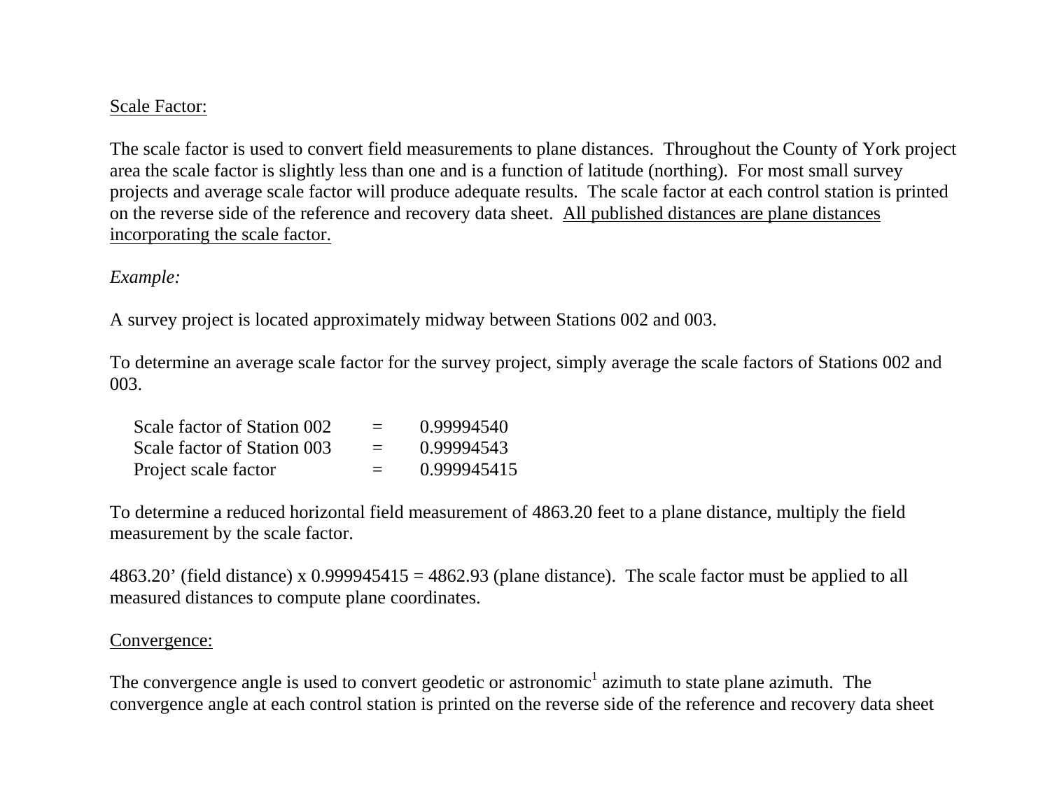Scale Factor:

The scale factor is used to convert field measurements to plane distances. Throughout the County of York project area the scale factor is slightly less than one and is a function of latitude (northing). For most small survey projects and average scale factor will produce adequate results. The scale factor at each control station is printed on the reverse side of the reference and recovery data sheet. All published distances are plane distances incorporating the scale factor.

*Example:*

A survey project is located approximately midway between Stations 002 and 003.

To determine an average scale factor for the survey project, simply average the scale factors of Stations 002 and 003.

| | | |
|---|---|---|
| Scale factor of Station 002 | = | 0.99994540 |
| Scale factor of Station 003 | = | 0.99994543 |
| Project scale factor | = | 0.999945415 |

To determine a reduced horizontal field measurement of 4863.20 feet to a plane distance, multiply the field measurement by the scale factor.

4863.20' (field distance) x 0.999945415 = 4862.93 (plane distance). The scale factor must be applied to all measured distances to compute plane coordinates.

Convergence:

The convergence angle is used to convert geodetic or astronomic[1] azimuth to state plane azimuth. The convergence angle at each control station is printed on the reverse side of the reference and recovery data sheet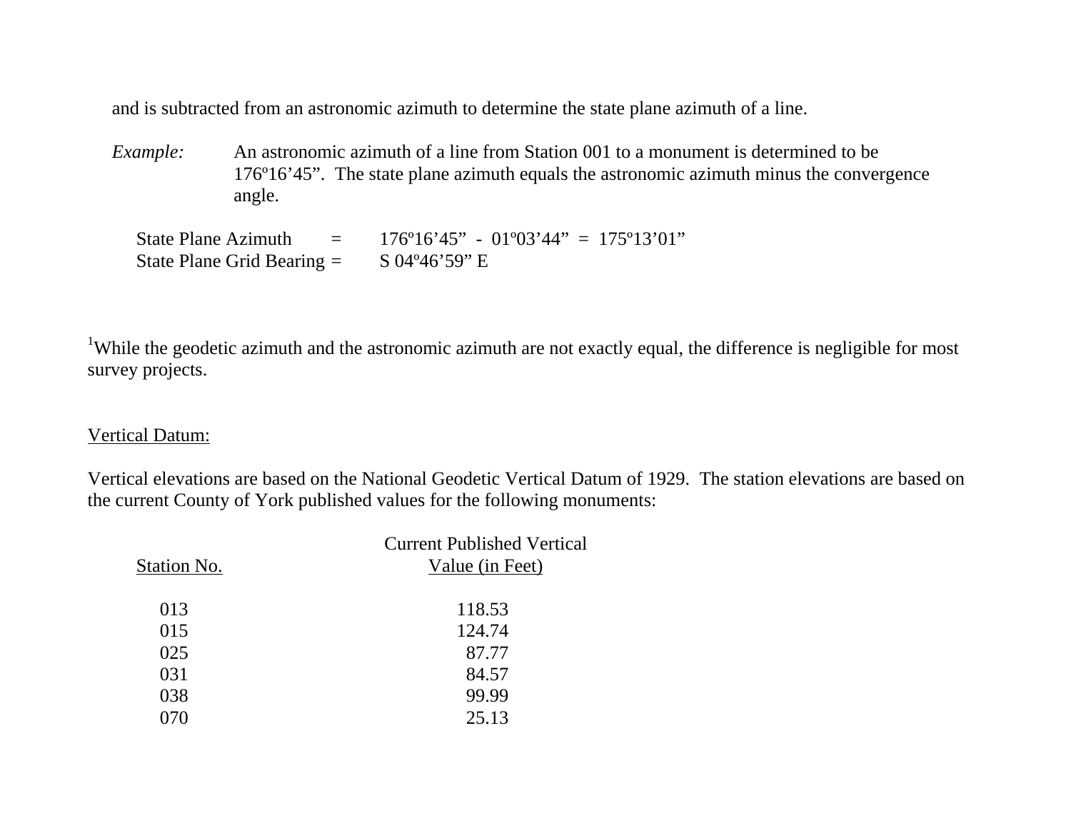and is subtracted from an astronomic azimuth to determine the state plane azimuth of a line.

*Example:* An astronomic azimuth of a line from Station 001 to a monument is determined to be 176º16’45”. The state plane azimuth equals the astronomic azimuth minus the convergence angle.

State Plane Azimuth = 176º16’45” - 01º03’44” = 175º13’01”
State Plane Grid Bearing = S 04º46’59” E

[1]While the geodetic azimuth and the astronomic azimuth are not exactly equal, the difference is negligible for most survey projects.

Vertical Datum:

Vertical elevations are based on the National Geodetic Vertical Datum of 1929. The station elevations are based on the current County of York published values for the following monuments:

| Station No. | Current Published Vertical Value (in Feet) |
|---|---|
| 013 | 118.53 |
| 015 | 124.74 |
| 025 | 87.77 |
| 031 | 84.57 |
| 038 | 99.99 |
| 070 | 25.13 |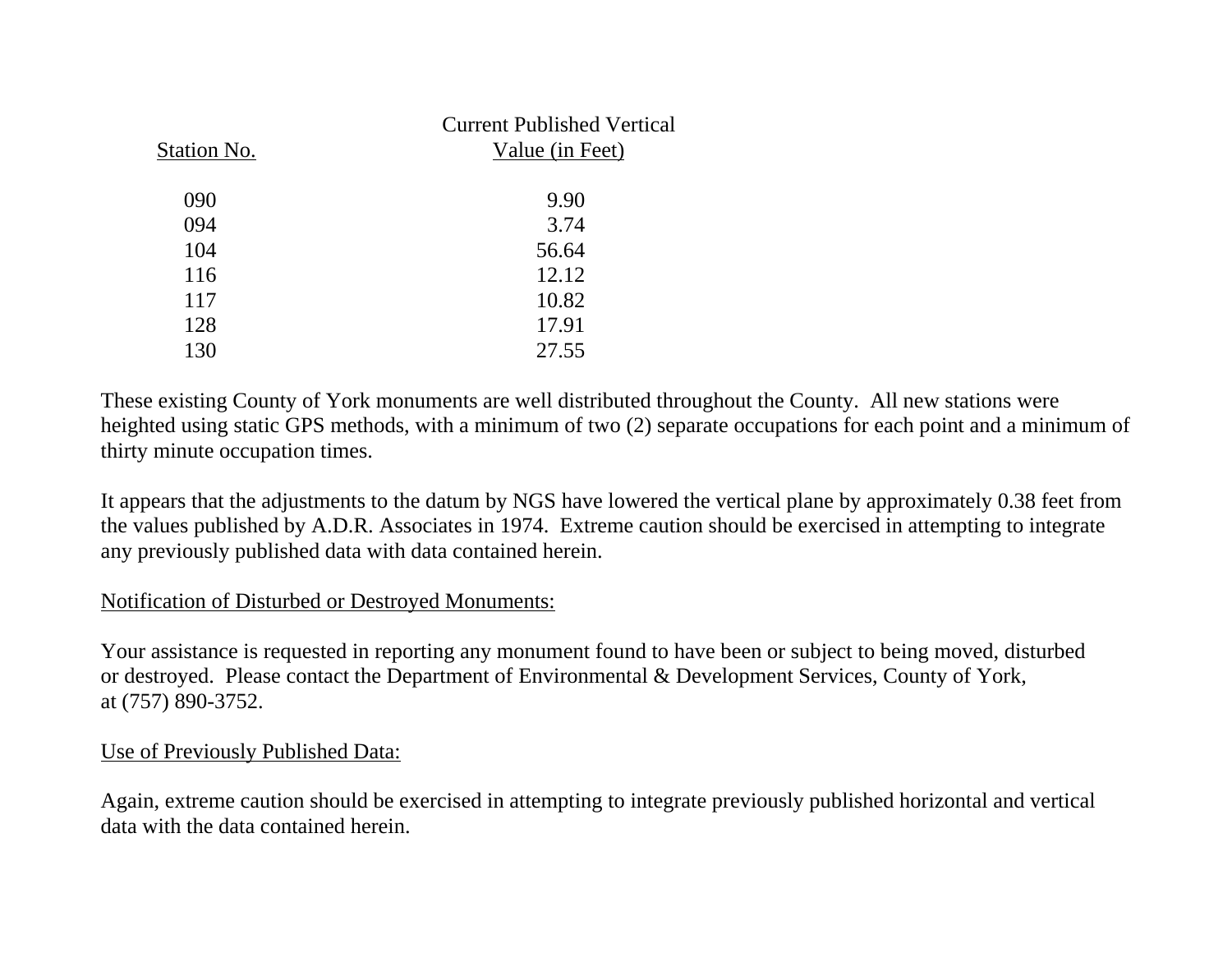| Station No. | Current Published Vertical Value (in Feet) |
| --- | --- |
| 090 | 9.90 |
| 094 | 3.74 |
| 104 | 56.64 |
| 116 | 12.12 |
| 117 | 10.82 |
| 128 | 17.91 |
| 130 | 27.55 |

These existing County of York monuments are well distributed throughout the County. All new stations were heighted using static GPS methods, with a minimum of two (2) separate occupations for each point and a minimum of thirty minute occupation times.

It appears that the adjustments to the datum by NGS have lowered the vertical plane by approximately 0.38 feet from the values published by A.D.R. Associates in 1974. Extreme caution should be exercised in attempting to integrate any previously published data with data contained herein.

Notification of Disturbed or Destroyed Monuments:

Your assistance is requested in reporting any monument found to have been or subject to being moved, disturbed or destroyed. Please contact the Department of Environmental & Development Services, County of York, at (757) 890-3752.

Use of Previously Published Data:

Again, extreme caution should be exercised in attempting to integrate previously published horizontal and vertical data with the data contained herein.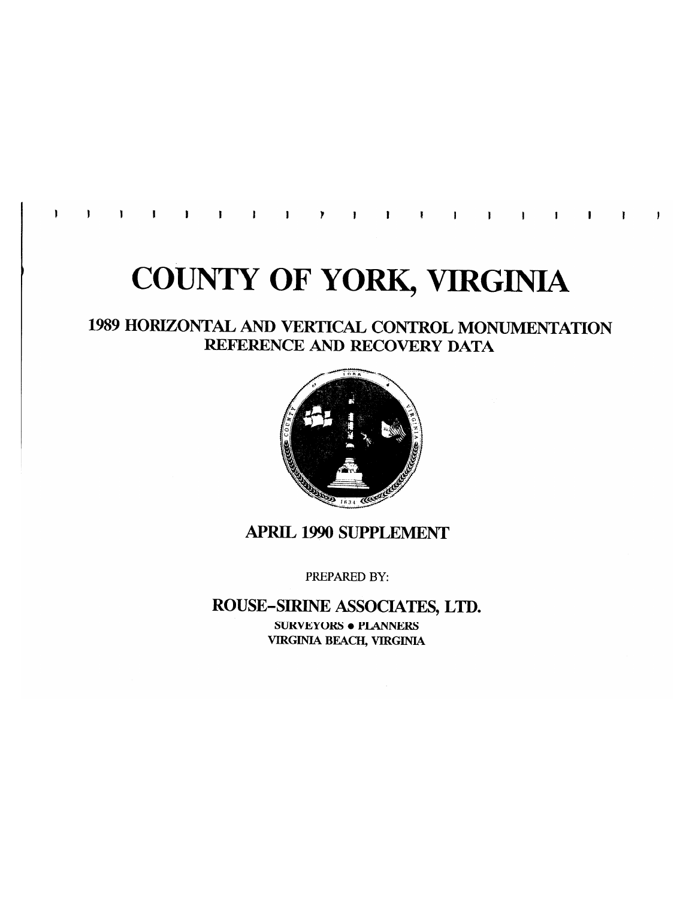# COUNTY OF YORK, VIRGINIA

## 1989 HORIZONTAL AND VERTICAL CONTROL MONUMENTATION REFERENCE AND RECOVERY DATA

## APRIL 1990 SUPPLEMENT

PREPARED BY:

### ROUSE-SIRINE ASSOCIATES, LTD.

SURVEYORS • PLANNERS
VIRGINIA BEACH, VIRGINIA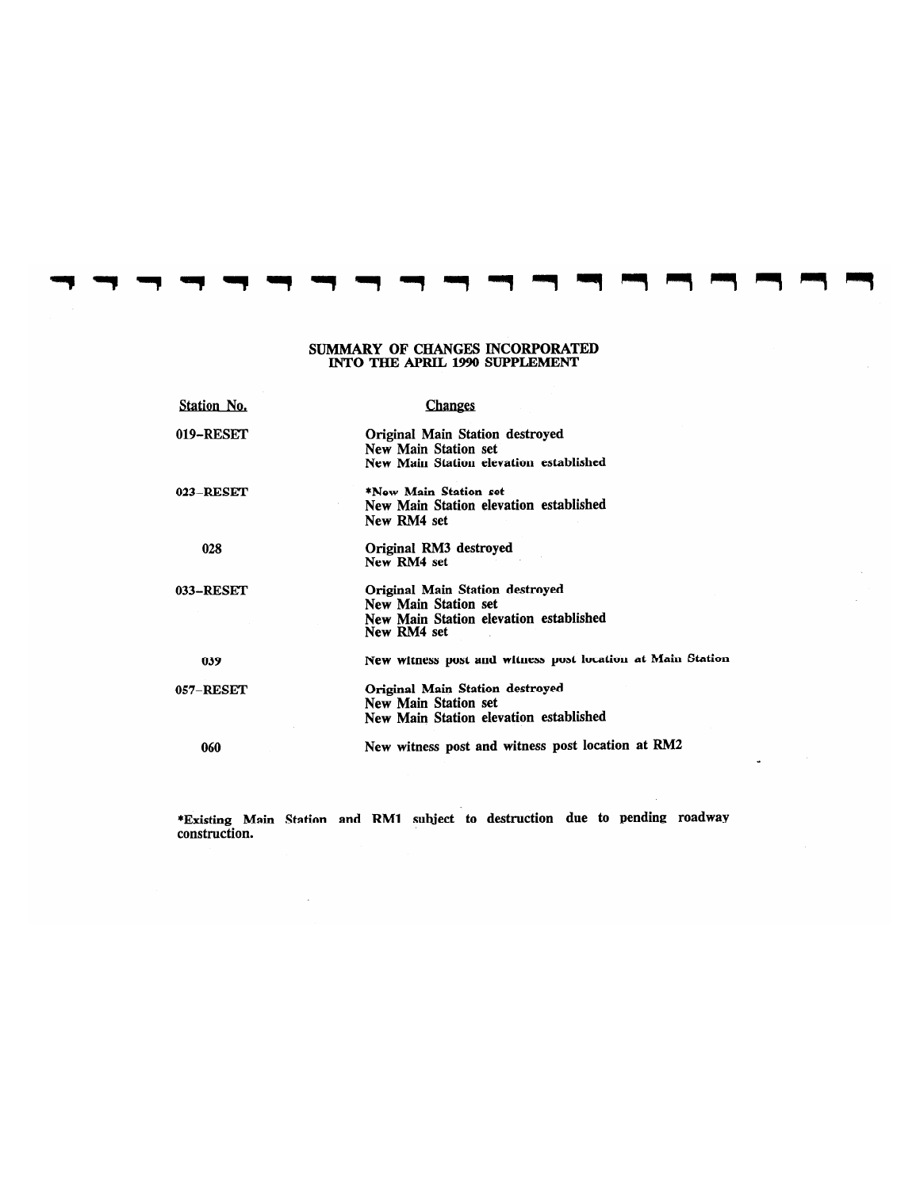# SUMMARY OF CHANGES INCORPORATED INTO THE APRIL 1990 SUPPLEMENT

| Station No. | Changes |
|---|---|
| 019-RESET | Original Main Station destroyed<br>New Main Station set<br>New Main Station elevation established |
| 023-RESET | *New Main Station set<br>New Main Station elevation established<br>New RM4 set |
| 028 | Original RM3 destroyed<br>New RM4 set |
| 033-RESET | Original Main Station destroyed<br>New Main Station set<br>New Main Station elevation established<br>New RM4 set |
| 039 | New witness post and witness post location at Main Station |
| 057-RESET | Original Main Station destroyed<br>New Main Station set<br>New Main Station elevation established |
| 060 | New witness post and witness post location at RM2 |

*Existing Main Station and RM1 subject to destruction due to pending roadway construction.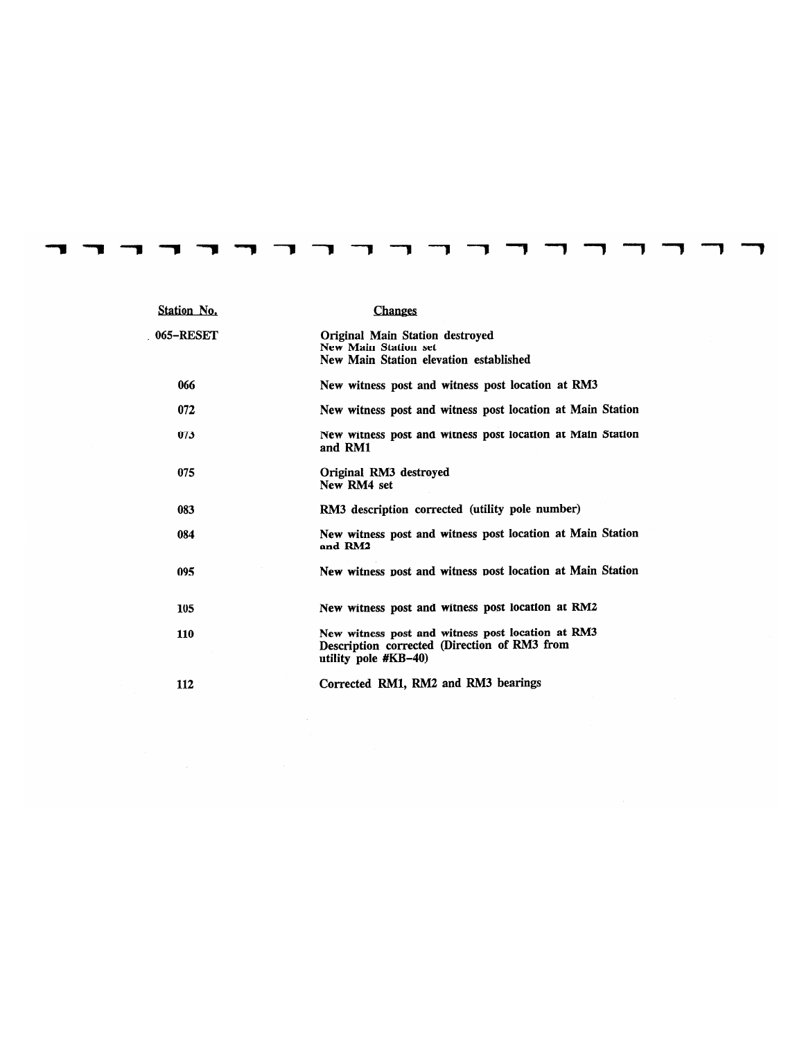| Station No. | Changes |
| --- | --- |
| 065-RESET | Original Main Station destroyed<br>New Main Station set<br>New Main Station elevation established |
| 066 | New witness post and witness post location at RM3 |
| 072 | New witness post and witness post location at Main Station |
| 073 | New witness post and witness post location at Main Station and RM1 |
| 075 | Original RM3 destroyed<br>New RM4 set |
| 083 | RM3 description corrected (utility pole number) |
| 084 | New witness post and witness post location at Main Station and RM2 |
| 095 | New witness post and witness post location at Main Station |
| 105 | New witness post and witness post location at RM2 |
| 110 | New witness post and witness post location at RM3<br>Description corrected (Direction of RM3 from utility pole #KB-40) |
| 112 | Corrected RM1, RM2 and RM3 bearings |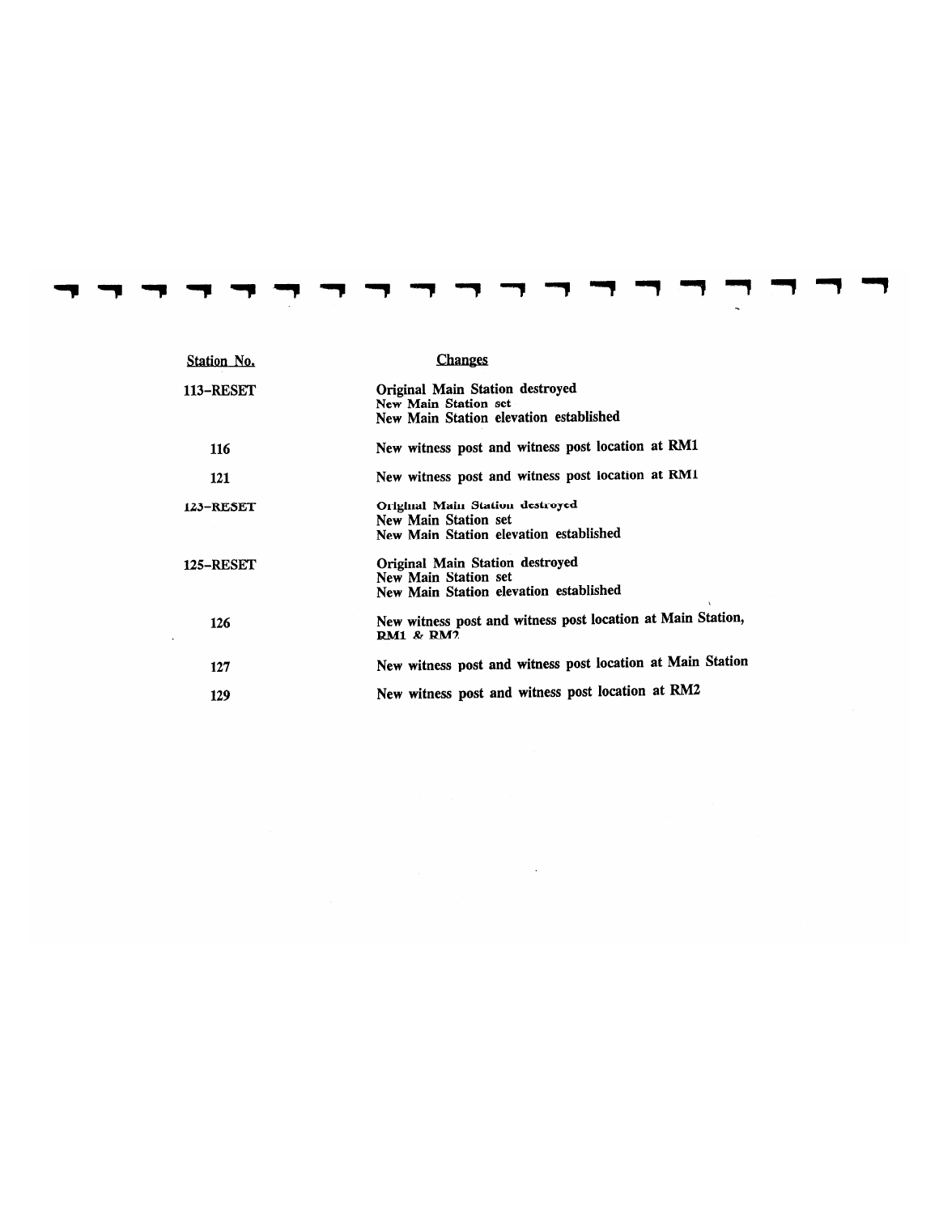| Station No. | Changes |
|---|---|
| 113-RESET | Original Main Station destroyed<br>New Main Station set<br>New Main Station elevation established |
| 116 | New witness post and witness post location at RM1 |
| 121 | New witness post and witness post location at RM1 |
| 123-RESET | Original Main Station destroyed<br>New Main Station set<br>New Main Station elevation established |
| 125-RESET | Original Main Station destroyed<br>New Main Station set<br>New Main Station elevation established |
| 126 | New witness post and witness post location at Main Station, RM1 & RM2 |
| 127 | New witness post and witness post location at Main Station |
| 129 | New witness post and witness post location at RM2 |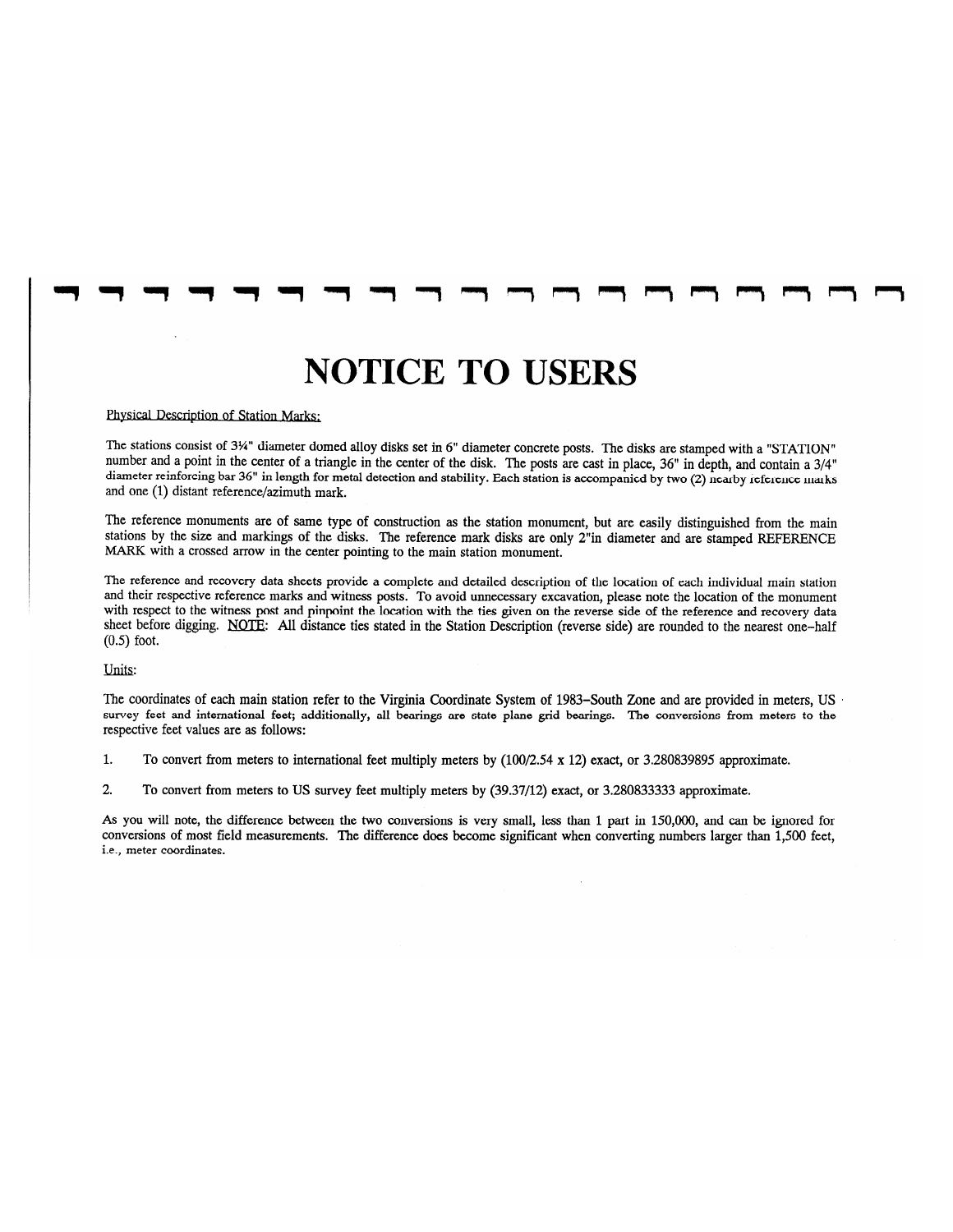# NOTICE TO USERS

Physical Description of Station Marks:

The stations consist of 3¼" diameter domed alloy disks set in 6" diameter concrete posts. The disks are stamped with a "STATION" number and a point in the center of a triangle in the center of the disk. The posts are cast in place, 36" in depth, and contain a 3/4" diameter reinforcing bar 36" in length for metal detection and stability. Each station is accompanied by two (2) nearby reference marks and one (1) distant reference/azimuth mark.

The reference monuments are of same type of construction as the station monument, but are easily distinguished from the main stations by the size and markings of the disks. The reference mark disks are only 2"in diameter and are stamped REFERENCE MARK with a crossed arrow in the center pointing to the main station monument.

The reference and recovery data sheets provide a complete and detailed description of the location of each individual main station and their respective reference marks and witness posts. To avoid unnecessary excavation, please note the location of the monument with respect to the witness post and pinpoint the location with the ties given on the reverse side of the reference and recovery data sheet before digging. NOTE: All distance ties stated in the Station Description (reverse side) are rounded to the nearest one-half (0.5) foot.

Units:

The coordinates of each main station refer to the Virginia Coordinate System of 1983–South Zone and are provided in meters, US survey feet and international feet; additionally, all bearings are state plane grid bearings. The conversions from meters to the respective feet values are as follows:

1. To convert from meters to international feet multiply meters by (100/2.54 x 12) exact, or 3.280839895 approximate.

2. To convert from meters to US survey feet multiply meters by (39.37/12) exact, or 3.280833333 approximate.

As you will note, the difference between the two conversions is very small, less than 1 part in 150,000, and can be ignored for conversions of most field measurements. The difference does become significant when converting numbers larger than 1,500 feet, i.e., meter coordinates.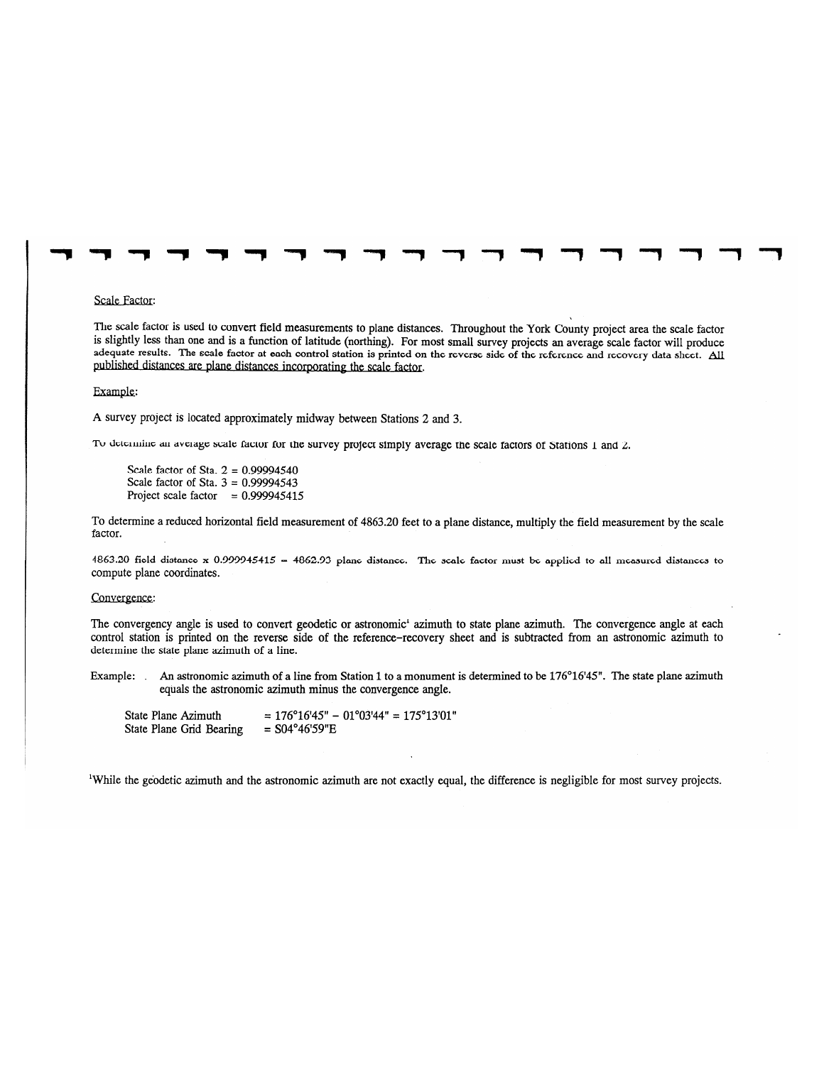Scale Factor:

The scale factor is used to convert field measurements to plane distances. Throughout the York County project area the scale factor is slightly less than one and is a function of latitude (northing). For most small survey projects an average scale factor will produce adequate results. The scale factor at each control station is printed on the reverse side of the reference and recovery data sheet. All published distances are plane distances incorporating the scale factor.

Example:

A survey project is located approximately midway between Stations 2 and 3.

To determine an average scale factor for the survey project simply average the scale factors of Stations 1 and 2.

Scale factor of Sta. 2 = 0.99994540
Scale factor of Sta. 3 = 0.99994543
Project scale factor = 0.999945415

To determine a reduced horizontal field measurement of 4863.20 feet to a plane distance, multiply the field measurement by the scale factor.

4863.20 field distance x 0.999945415 = 4862.93 plane distance. The scale factor must be applied to all measured distances to compute plane coordinates.

Convergence:

The convergency angle is used to convert geodetic or astronomic[1] azimuth to state plane azimuth. The convergence angle at each control station is printed on the reverse side of the reference-recovery sheet and is subtracted from an astronomic azimuth to determine the state plane azimuth of a line.

Example: An astronomic azimuth of a line from Station 1 to a monument is determined to be 176°16'45". The state plane azimuth equals the astronomic azimuth minus the convergence angle.

State Plane Azimuth = 176°16'45" – 01°03'44" = 175°13'01"
State Plane Grid Bearing = S04°46'59"E

[1]While the geodetic azimuth and the astronomic azimuth are not exactly equal, the difference is negligible for most survey projects.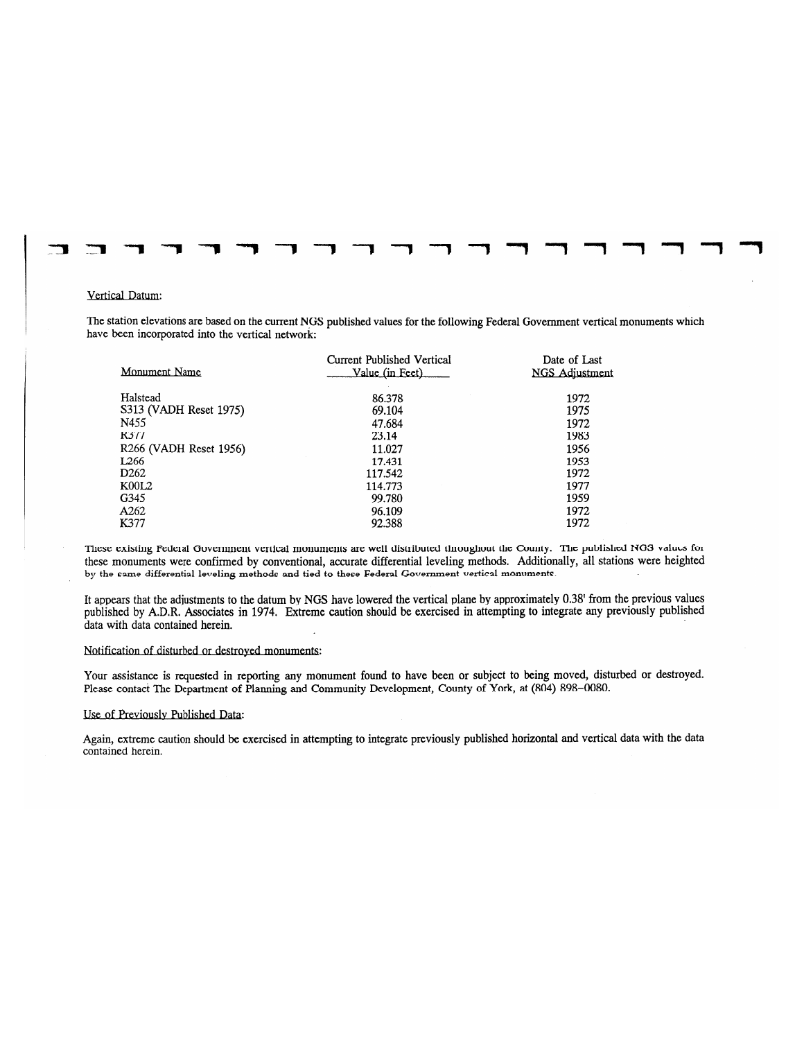Vertical Datum:

The station elevations are based on the current NGS published values for the following Federal Government vertical monuments which have been incorporated into the vertical network:

| Monument Name | Current Published Vertical Value (in Feet) | Date of Last NGS Adjustment |
|---|---|---|
| Halstead | 86.378 | 1972 |
| S313 (VADH Reset 1975) | 69.104 | 1975 |
| N455 | 47.684 | 1972 |
| K377 | 23.14 | 1983 |
| R266 (VADH Reset 1956) | 11.027 | 1956 |
| L266 | 17.431 | 1953 |
| D262 | 117.542 | 1972 |
| K00L2 | 114.773 | 1977 |
| G345 | 99.780 | 1959 |
| A262 | 96.109 | 1972 |
| K377 | 92.388 | 1972 |

These existing Federal Government vertical monuments are well distributed throughout the County. The published NGS values for these monuments were confirmed by conventional, accurate differential leveling methods. Additionally, all stations were heighted by the same differential leveling methods and tied to these Federal Government vertical monuments.

It appears that the adjustments to the datum by NGS have lowered the vertical plane by approximately 0.38' from the previous values published by A.D.R. Associates in 1974. Extreme caution should be exercised in attempting to integrate any previously published data with data contained herein.

Notification of disturbed or destroyed monuments:

Your assistance is requested in reporting any monument found to have been or subject to being moved, disturbed or destroyed. Please contact The Department of Planning and Community Development, County of York, at (804) 898–0080.

Use of Previously Published Data:

Again, extreme caution should be exercised in attempting to integrate previously published horizontal and vertical data with the data contained herein.